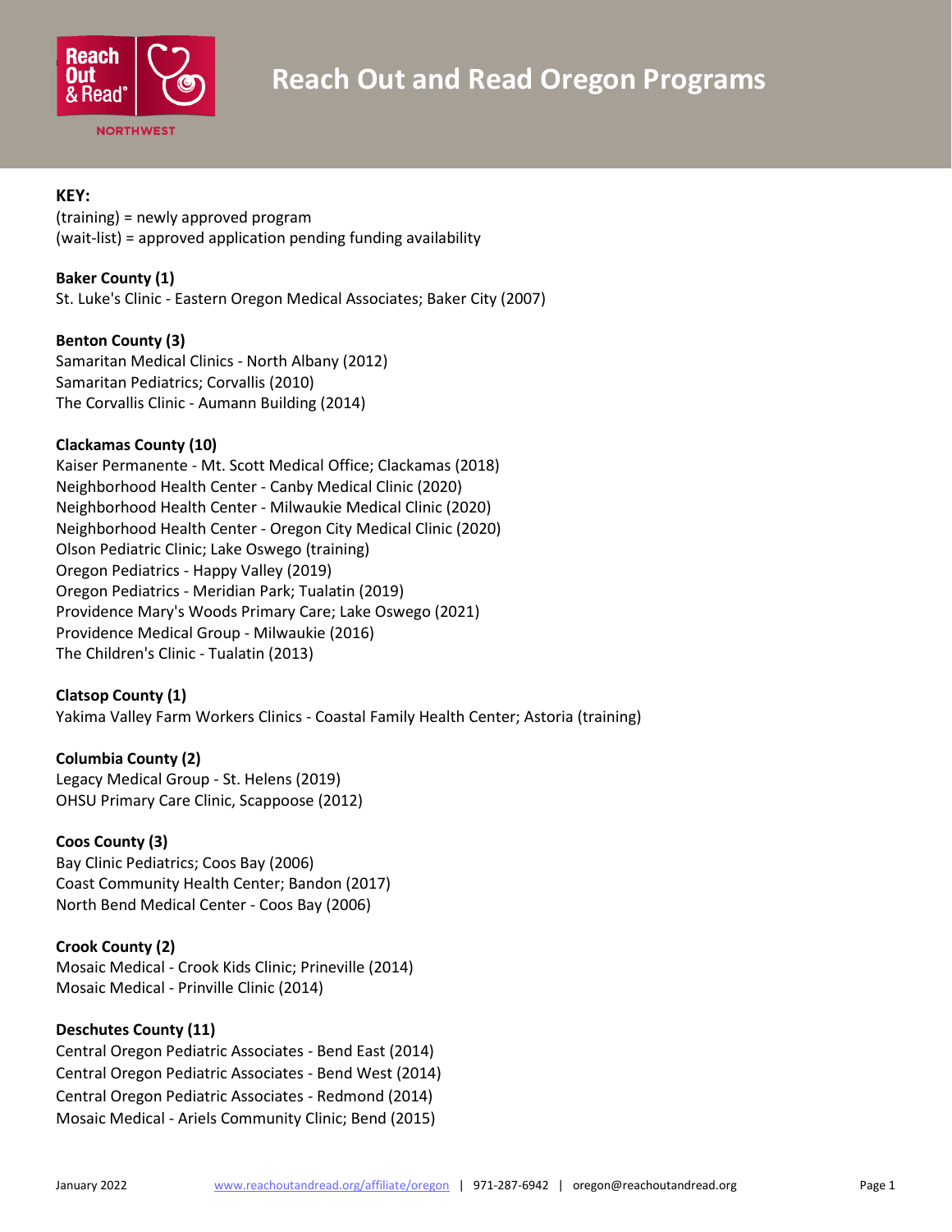# Reach Out and Read Oregon Programs

**KEY:**
(training) = newly approved program
(wait-list) = approved application pending funding availability

**Baker County (1)**
St. Luke's Clinic - Eastern Oregon Medical Associates; Baker City (2007)

**Benton County (3)**
Samaritan Medical Clinics - North Albany (2012)
Samaritan Pediatrics; Corvallis (2010)
The Corvallis Clinic - Aumann Building (2014)

**Clackamas County (10)**
Kaiser Permanente - Mt. Scott Medical Office; Clackamas (2018)
Neighborhood Health Center - Canby Medical Clinic (2020)
Neighborhood Health Center - Milwaukie Medical Clinic (2020)
Neighborhood Health Center - Oregon City Medical Clinic (2020)
Olson Pediatric Clinic; Lake Oswego (training)
Oregon Pediatrics - Happy Valley (2019)
Oregon Pediatrics - Meridian Park; Tualatin (2019)
Providence Mary's Woods Primary Care; Lake Oswego (2021)
Providence Medical Group - Milwaukie (2016)
The Children's Clinic - Tualatin (2013)

**Clatsop County (1)**
Yakima Valley Farm Workers Clinics - Coastal Family Health Center; Astoria (training)

**Columbia County (2)**
Legacy Medical Group - St. Helens (2019)
OHSU Primary Care Clinic, Scappoose (2012)

**Coos County (3)**
Bay Clinic Pediatrics; Coos Bay (2006)
Coast Community Health Center; Bandon (2017)
North Bend Medical Center - Coos Bay (2006)

**Crook County (2)**
Mosaic Medical - Crook Kids Clinic; Prineville (2014)
Mosaic Medical - Prinville Clinic (2014)

**Deschutes County (11)**
Central Oregon Pediatric Associates - Bend East (2014)
Central Oregon Pediatric Associates - Bend West (2014)
Central Oregon Pediatric Associates - Redmond (2014)
Mosaic Medical - Ariels Community Clinic; Bend (2015)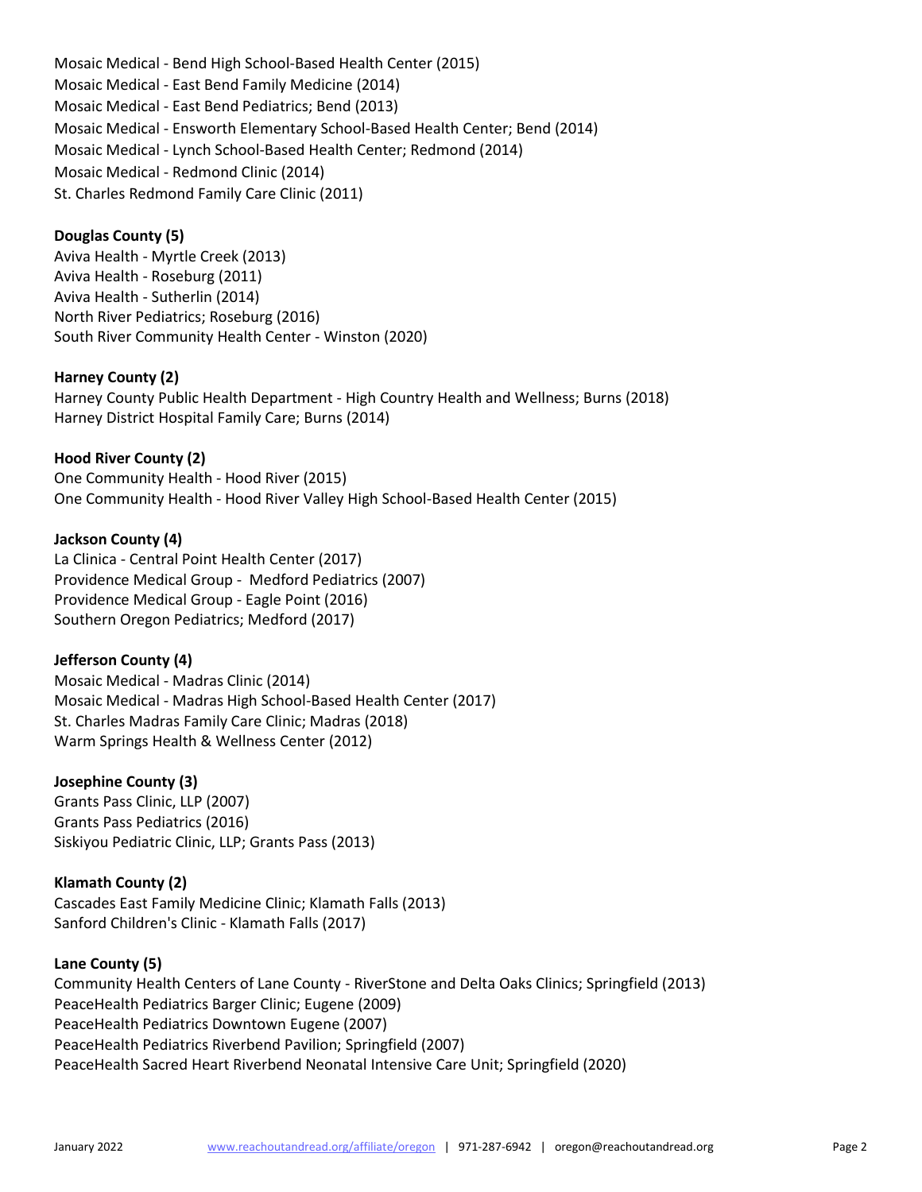Mosaic Medical - Bend High School-Based Health Center (2015)
Mosaic Medical - East Bend Family Medicine (2014)
Mosaic Medical - East Bend Pediatrics; Bend (2013)
Mosaic Medical - Ensworth Elementary School-Based Health Center; Bend (2014)
Mosaic Medical - Lynch School-Based Health Center; Redmond (2014)
Mosaic Medical - Redmond Clinic (2014)
St. Charles Redmond Family Care Clinic (2011)

**Douglas County (5)**
Aviva Health - Myrtle Creek (2013)
Aviva Health - Roseburg (2011)
Aviva Health - Sutherlin (2014)
North River Pediatrics; Roseburg (2016)
South River Community Health Center - Winston (2020)

**Harney County (2)**
Harney County Public Health Department - High Country Health and Wellness; Burns (2018)
Harney District Hospital Family Care; Burns (2014)

**Hood River County (2)**
One Community Health - Hood River (2015)
One Community Health - Hood River Valley High School-Based Health Center (2015)

**Jackson County (4)**
La Clinica - Central Point Health Center (2017)
Providence Medical Group - Medford Pediatrics (2007)
Providence Medical Group - Eagle Point (2016)
Southern Oregon Pediatrics; Medford (2017)

**Jefferson County (4)**
Mosaic Medical - Madras Clinic (2014)
Mosaic Medical - Madras High School-Based Health Center (2017)
St. Charles Madras Family Care Clinic; Madras (2018)
Warm Springs Health & Wellness Center (2012)

**Josephine County (3)**
Grants Pass Clinic, LLP (2007)
Grants Pass Pediatrics (2016)
Siskiyou Pediatric Clinic, LLP; Grants Pass (2013)

**Klamath County (2)**
Cascades East Family Medicine Clinic; Klamath Falls (2013)
Sanford Children's Clinic - Klamath Falls (2017)

**Lane County (5)**
Community Health Centers of Lane County - RiverStone and Delta Oaks Clinics; Springfield (2013)
PeaceHealth Pediatrics Barger Clinic; Eugene (2009)
PeaceHealth Pediatrics Downtown Eugene (2007)
PeaceHealth Pediatrics Riverbend Pavilion; Springfield (2007)
PeaceHealth Sacred Heart Riverbend Neonatal Intensive Care Unit; Springfield (2020)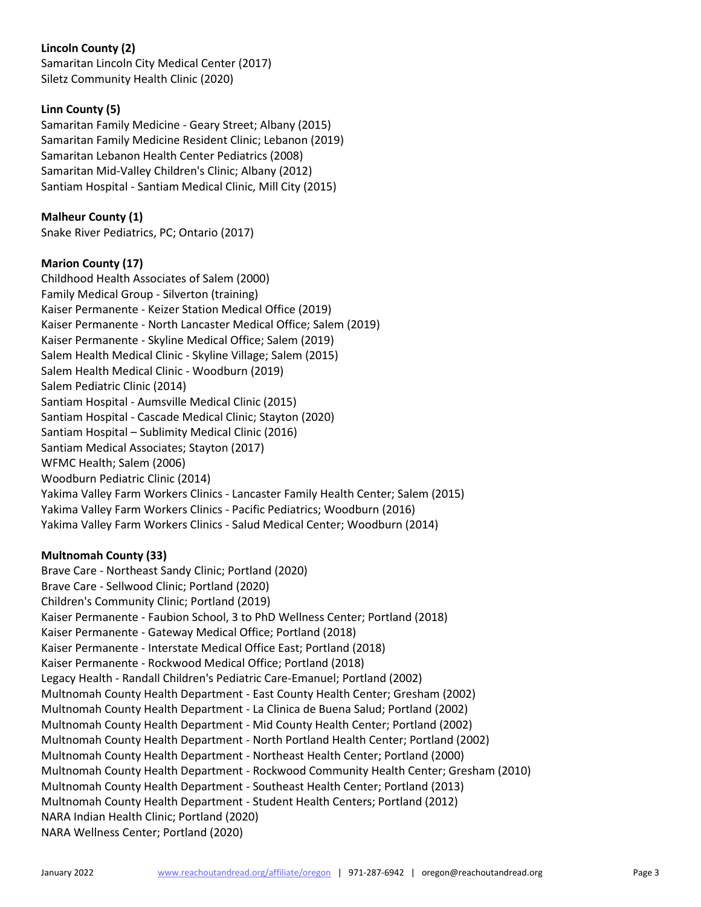**Lincoln County (2)**
Samaritan Lincoln City Medical Center (2017)
Siletz Community Health Clinic (2020)

**Linn County (5)**
Samaritan Family Medicine - Geary Street; Albany (2015)
Samaritan Family Medicine Resident Clinic; Lebanon (2019)
Samaritan Lebanon Health Center Pediatrics (2008)
Samaritan Mid-Valley Children's Clinic; Albany (2012)
Santiam Hospital - Santiam Medical Clinic, Mill City (2015)

**Malheur County (1)**
Snake River Pediatrics, PC; Ontario (2017)

**Marion County (17)**
Childhood Health Associates of Salem (2000)
Family Medical Group - Silverton (training)
Kaiser Permanente - Keizer Station Medical Office (2019)
Kaiser Permanente - North Lancaster Medical Office; Salem (2019)
Kaiser Permanente - Skyline Medical Office; Salem (2019)
Salem Health Medical Clinic - Skyline Village; Salem (2015)
Salem Health Medical Clinic - Woodburn (2019)
Salem Pediatric Clinic (2014)
Santiam Hospital - Aumsville Medical Clinic (2015)
Santiam Hospital - Cascade Medical Clinic; Stayton (2020)
Santiam Hospital – Sublimity Medical Clinic (2016)
Santiam Medical Associates; Stayton (2017)
WFMC Health; Salem (2006)
Woodburn Pediatric Clinic (2014)
Yakima Valley Farm Workers Clinics - Lancaster Family Health Center; Salem (2015)
Yakima Valley Farm Workers Clinics - Pacific Pediatrics; Woodburn (2016)
Yakima Valley Farm Workers Clinics - Salud Medical Center; Woodburn (2014)

**Multnomah County (33)**
Brave Care - Northeast Sandy Clinic; Portland (2020)
Brave Care - Sellwood Clinic; Portland (2020)
Children's Community Clinic; Portland (2019)
Kaiser Permanente - Faubion School, 3 to PhD Wellness Center; Portland (2018)
Kaiser Permanente - Gateway Medical Office; Portland (2018)
Kaiser Permanente - Interstate Medical Office East; Portland (2018)
Kaiser Permanente - Rockwood Medical Office; Portland (2018)
Legacy Health - Randall Children's Pediatric Care-Emanuel; Portland (2002)
Multnomah County Health Department - East County Health Center; Gresham (2002)
Multnomah County Health Department - La Clinica de Buena Salud; Portland (2002)
Multnomah County Health Department - Mid County Health Center; Portland (2002)
Multnomah County Health Department - North Portland Health Center; Portland (2002)
Multnomah County Health Department - Northeast Health Center; Portland (2000)
Multnomah County Health Department - Rockwood Community Health Center; Gresham (2010)
Multnomah County Health Department - Southeast Health Center; Portland (2013)
Multnomah County Health Department - Student Health Centers; Portland (2012)
NARA Indian Health Clinic; Portland (2020)
NARA Wellness Center; Portland (2020)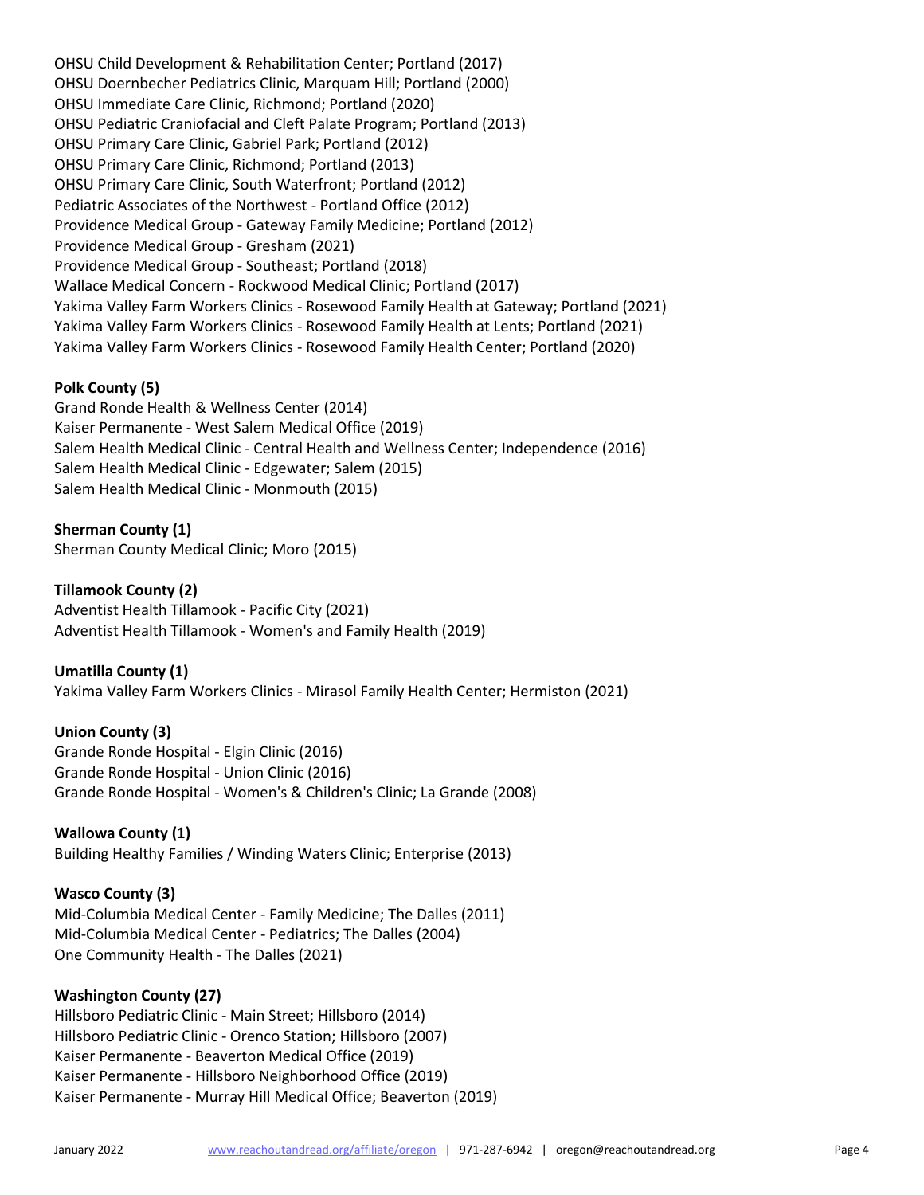OHSU Child Development & Rehabilitation Center; Portland (2017)
OHSU Doernbecher Pediatrics Clinic, Marquam Hill; Portland (2000)
OHSU Immediate Care Clinic, Richmond; Portland (2020)
OHSU Pediatric Craniofacial and Cleft Palate Program; Portland (2013)
OHSU Primary Care Clinic, Gabriel Park; Portland (2012)
OHSU Primary Care Clinic, Richmond; Portland (2013)
OHSU Primary Care Clinic, South Waterfront; Portland (2012)
Pediatric Associates of the Northwest - Portland Office (2012)
Providence Medical Group - Gateway Family Medicine; Portland (2012)
Providence Medical Group - Gresham (2021)
Providence Medical Group - Southeast; Portland (2018)
Wallace Medical Concern - Rockwood Medical Clinic; Portland (2017)
Yakima Valley Farm Workers Clinics - Rosewood Family Health at Gateway; Portland (2021)
Yakima Valley Farm Workers Clinics - Rosewood Family Health at Lents; Portland (2021)
Yakima Valley Farm Workers Clinics - Rosewood Family Health Center; Portland (2020)

**Polk County (5)**
Grand Ronde Health & Wellness Center (2014)
Kaiser Permanente - West Salem Medical Office (2019)
Salem Health Medical Clinic - Central Health and Wellness Center; Independence (2016)
Salem Health Medical Clinic - Edgewater; Salem (2015)
Salem Health Medical Clinic - Monmouth (2015)

**Sherman County (1)**
Sherman County Medical Clinic; Moro (2015)

**Tillamook County (2)**
Adventist Health Tillamook - Pacific City (2021)
Adventist Health Tillamook - Women's and Family Health (2019)

**Umatilla County (1)**
Yakima Valley Farm Workers Clinics - Mirasol Family Health Center; Hermiston (2021)

**Union County (3)**
Grande Ronde Hospital - Elgin Clinic (2016)
Grande Ronde Hospital - Union Clinic (2016)
Grande Ronde Hospital - Women's & Children's Clinic; La Grande (2008)

**Wallowa County (1)**
Building Healthy Families / Winding Waters Clinic; Enterprise (2013)

**Wasco County (3)**
Mid-Columbia Medical Center - Family Medicine; The Dalles (2011)
Mid-Columbia Medical Center - Pediatrics; The Dalles (2004)
One Community Health - The Dalles (2021)

**Washington County (27)**
Hillsboro Pediatric Clinic - Main Street; Hillsboro (2014)
Hillsboro Pediatric Clinic - Orenco Station; Hillsboro (2007)
Kaiser Permanente - Beaverton Medical Office (2019)
Kaiser Permanente - Hillsboro Neighborhood Office (2019)
Kaiser Permanente - Murray Hill Medical Office; Beaverton (2019)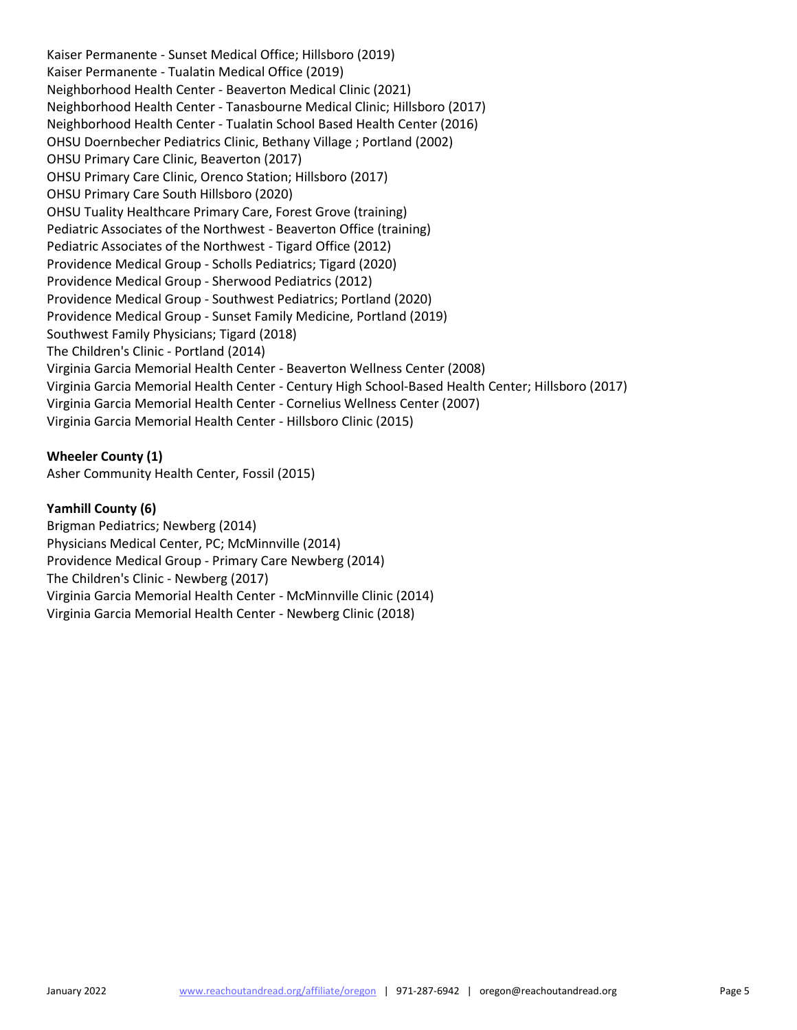Kaiser Permanente - Sunset Medical Office; Hillsboro (2019)
Kaiser Permanente - Tualatin Medical Office (2019)
Neighborhood Health Center - Beaverton Medical Clinic (2021)
Neighborhood Health Center - Tanasbourne Medical Clinic; Hillsboro (2017)
Neighborhood Health Center - Tualatin School Based Health Center (2016)
OHSU Doernbecher Pediatrics Clinic, Bethany Village ; Portland (2002)
OHSU Primary Care Clinic, Beaverton (2017)
OHSU Primary Care Clinic, Orenco Station; Hillsboro (2017)
OHSU Primary Care South Hillsboro (2020)
OHSU Tuality Healthcare Primary Care, Forest Grove (training)
Pediatric Associates of the Northwest - Beaverton Office (training)
Pediatric Associates of the Northwest - Tigard Office (2012)
Providence Medical Group - Scholls Pediatrics; Tigard (2020)
Providence Medical Group - Sherwood Pediatrics (2012)
Providence Medical Group - Southwest Pediatrics; Portland (2020)
Providence Medical Group - Sunset Family Medicine, Portland (2019)
Southwest Family Physicians; Tigard (2018)
The Children's Clinic - Portland (2014)
Virginia Garcia Memorial Health Center - Beaverton Wellness Center (2008)
Virginia Garcia Memorial Health Center - Century High School-Based Health Center; Hillsboro (2017)
Virginia Garcia Memorial Health Center - Cornelius Wellness Center (2007)
Virginia Garcia Memorial Health Center - Hillsboro Clinic (2015)

**Wheeler County (1)**
Asher Community Health Center, Fossil (2015)

**Yamhill County (6)**
Brigman Pediatrics; Newberg (2014)
Physicians Medical Center, PC; McMinnville (2014)
Providence Medical Group - Primary Care Newberg (2014)
The Children's Clinic - Newberg (2017)
Virginia Garcia Memorial Health Center - McMinnville Clinic (2014)
Virginia Garcia Memorial Health Center - Newberg Clinic (2018)